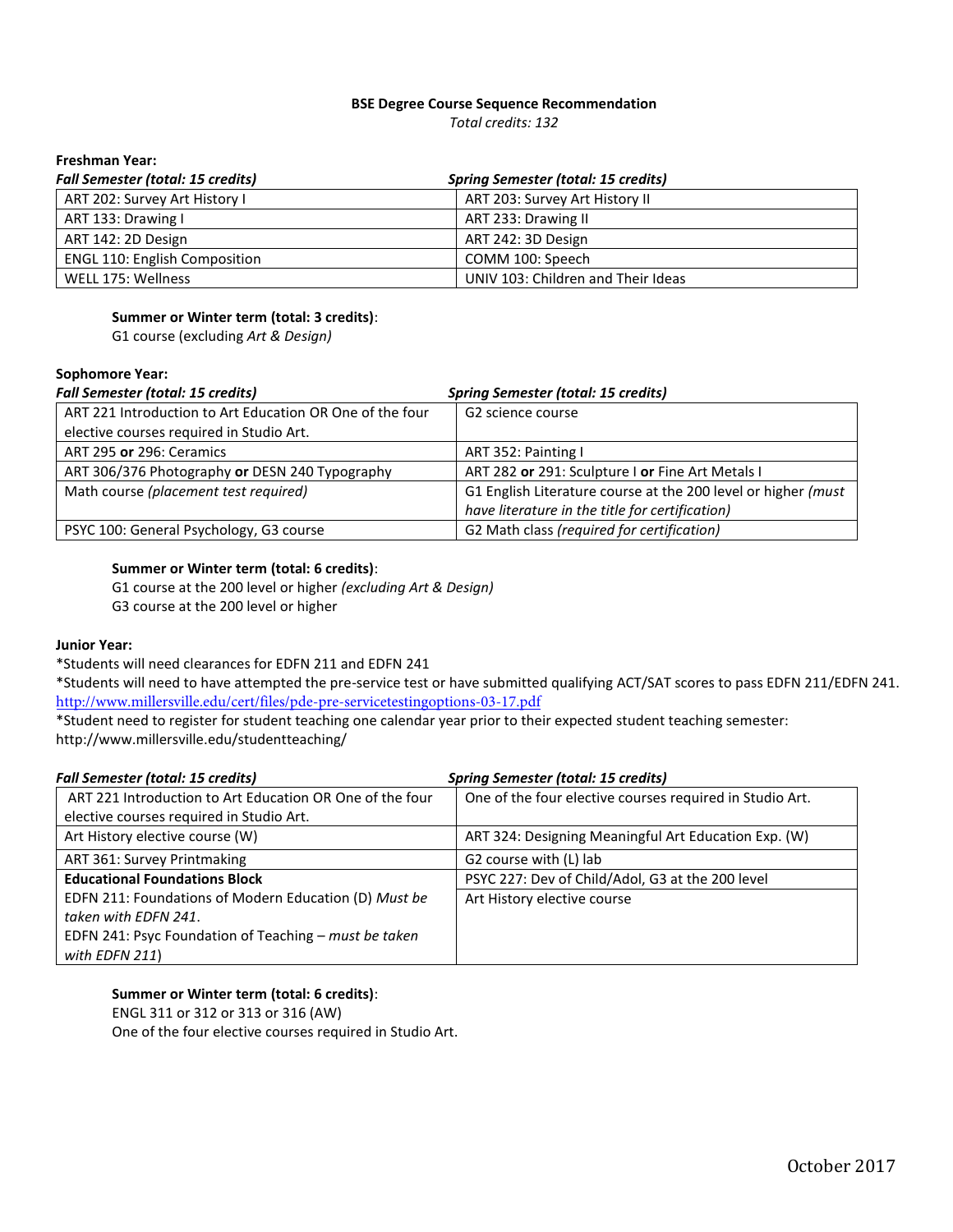**BSE Degree Course Sequence Recommendation**

*Total credits: 132*

**Freshman Year:**

| *Fall Semester (total: 15 credits)* | *Spring Semester (total: 15 credits)* |
|---|---|
| ART 202: Survey Art History I | ART 203: Survey Art History II |
| ART 133: Drawing I | ART 233: Drawing II |
| ART 142: 2D Design | ART 242: 3D Design |
| ENGL 110: English Composition | COMM 100: Speech |
| WELL 175: Wellness | UNIV 103: Children and Their Ideas |

**Summer or Winter term (total: 3 credits)**:
G1 course (excluding *Art & Design)*

**Sophomore Year:**

| *Fall Semester (total: 15 credits)* | *Spring Semester (total: 15 credits)* |
|---|---|
| ART 221 Introduction to Art Education OR One of the four elective courses required in Studio Art. | G2 science course |
| ART 295 **or** 296: Ceramics | ART 352: Painting I |
| ART 306/376 Photography **or** DESN 240 Typography | ART 282 **or** 291: Sculpture I **or** Fine Art Metals I |
| Math course *(placement test required)* | G1 English Literature course at the 200 level or higher *(must have literature in the title for certification)* |
| PSYC 100: General Psychology, G3 course | G2 Math class *(required for certification)* |

**Summer or Winter term (total: 6 credits)**:
G1 course at the 200 level or higher *(excluding Art & Design)*
G3 course at the 200 level or higher

**Junior Year:**

*Students will need clearances for EDFN 211 and EDFN 241
*Students will need to have attempted the pre-service test or have submitted qualifying ACT/SAT scores to pass EDFN 211/EDFN 241.
http://www.millersville.edu/cert/files/pde-pre-servicetestingoptions-03-17.pdf
*Student need to register for student teaching one calendar year prior to their expected student teaching semester:
http://www.millersville.edu/studentteaching/

| *Fall Semester (total: 15 credits)* | *Spring Semester (total: 15 credits)* |
|---|---|
| ART 221 Introduction to Art Education OR One of the four elective courses required in Studio Art. | One of the four elective courses required in Studio Art. |
| Art History elective course (W) | ART 324: Designing Meaningful Art Education Exp. (W) |
| ART 361: Survey Printmaking | G2 course with (L) lab |
| **Educational Foundations Block** | PSYC 227: Dev of Child/Adol, G3 at the 200 level |
| EDFN 211: Foundations of Modern Education (D) *Must be taken with EDFN 241*. EDFN 241: Psyc Foundation of Teaching – *must be taken with EDFN 211*) | Art History elective course |

**Summer or Winter term (total: 6 credits)**:
ENGL 311 or 312 or 313 or 316 (AW)
One of the four elective courses required in Studio Art.

October 2017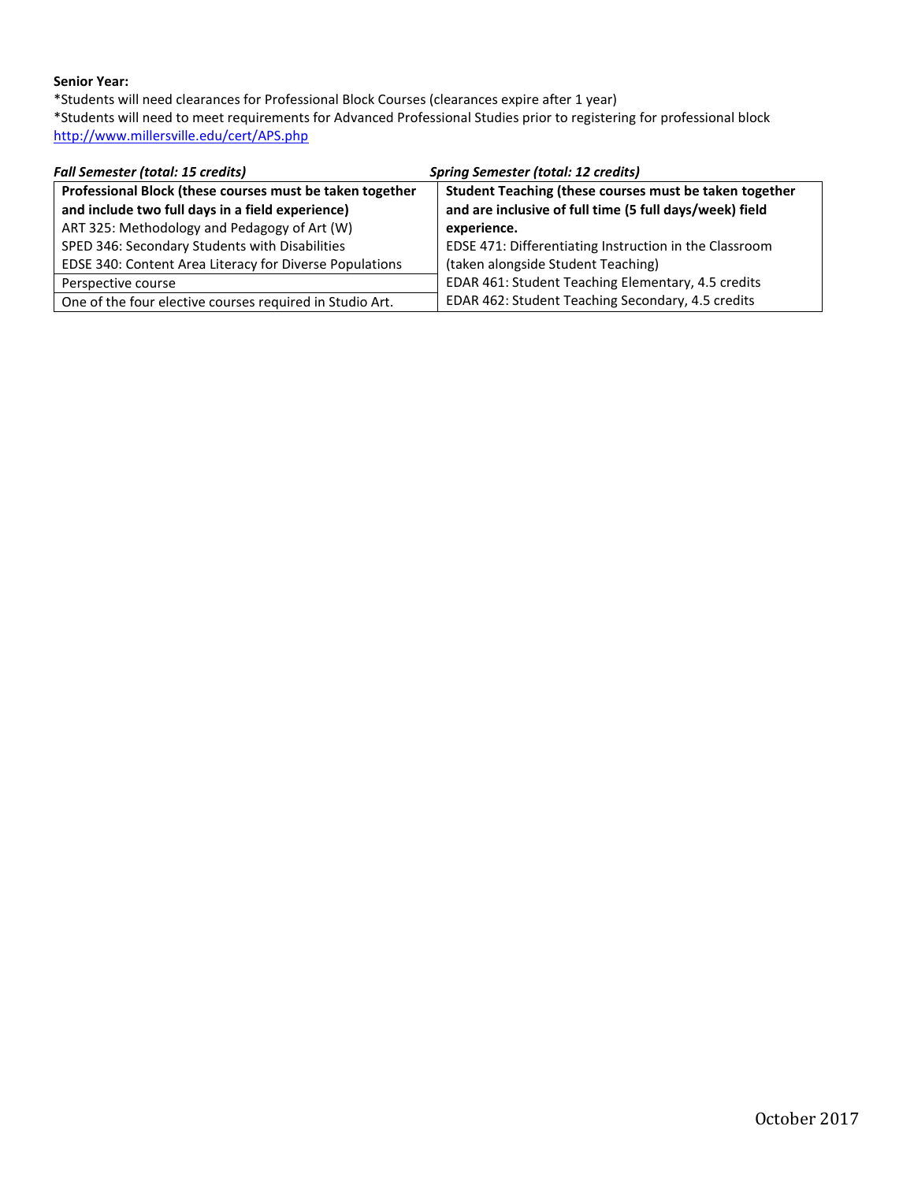**Senior Year:**

*Students will need clearances for Professional Block Courses (clearances expire after 1 year)
*Students will need to meet requirements for Advanced Professional Studies prior to registering for professional block
http://www.millersville.edu/cert/APS.php

| ***Fall Semester (total: 15 credits)*** | ***Spring Semester (total: 12 credits)*** |
|---|---|
| **Professional Block (these courses must be taken together and include two full days in a field experience)**<br>ART 325: Methodology and Pedagogy of Art (W)<br>SPED 346: Secondary Students with Disabilities<br>EDSE 340: Content Area Literacy for Diverse Populations | **Student Teaching (these courses must be taken together and are inclusive of full time (5 full days/week) field experience.**<br>EDSE 471: Differentiating Instruction in the Classroom (taken alongside Student Teaching)<br>EDAR 461: Student Teaching Elementary, 4.5 credits<br>EDAR 462: Student Teaching Secondary, 4.5 credits |
| Perspective course | |
| One of the four elective courses required in Studio Art. | |

October 2017